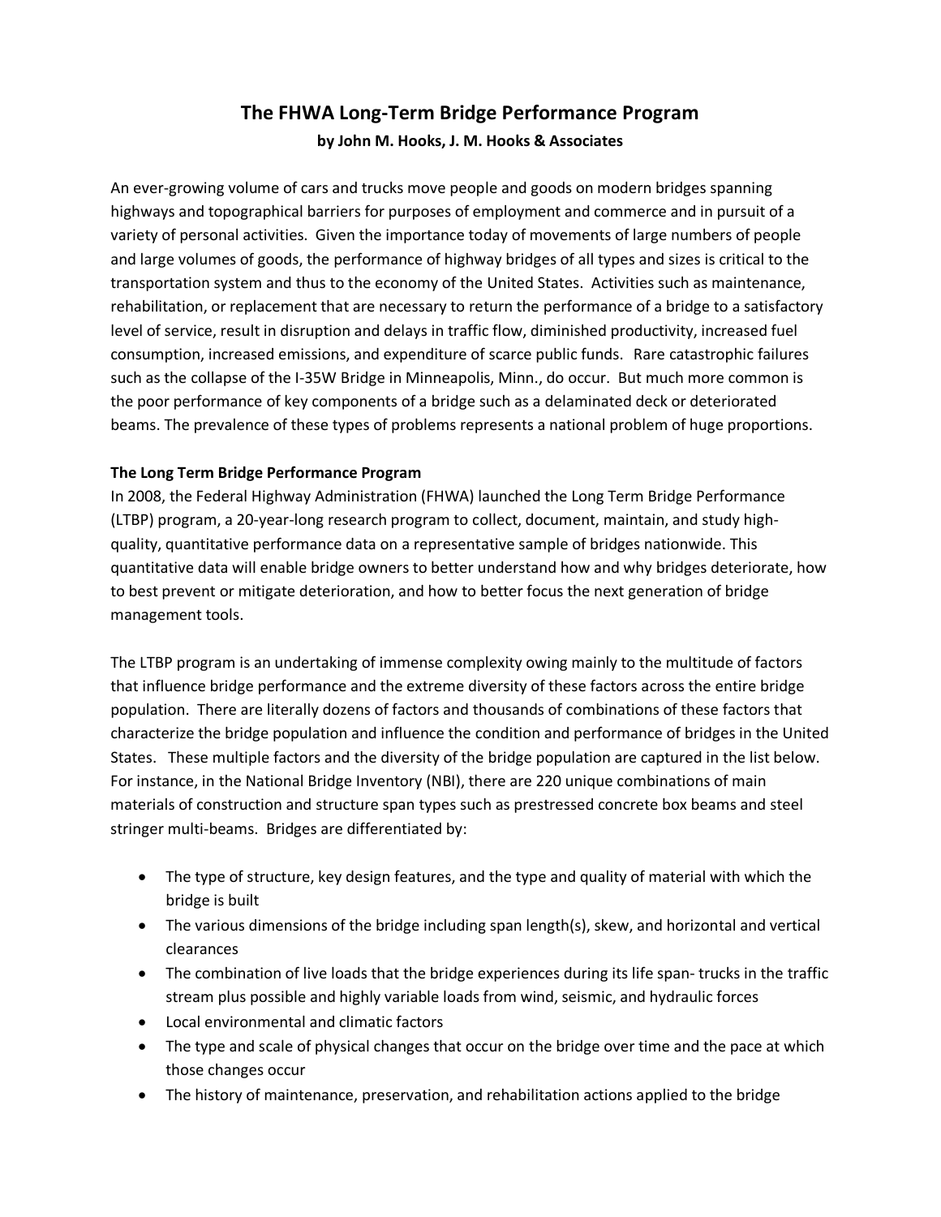# The FHWA Long-Term Bridge Performance Program

**by John M. Hooks, J. M. Hooks & Associates**

An ever-growing volume of cars and trucks move people and goods on modern bridges spanning highways and topographical barriers for purposes of employment and commerce and in pursuit of a variety of personal activities. Given the importance today of movements of large numbers of people and large volumes of goods, the performance of highway bridges of all types and sizes is critical to the transportation system and thus to the economy of the United States. Activities such as maintenance, rehabilitation, or replacement that are necessary to return the performance of a bridge to a satisfactory level of service, result in disruption and delays in traffic flow, diminished productivity, increased fuel consumption, increased emissions, and expenditure of scarce public funds. Rare catastrophic failures such as the collapse of the I-35W Bridge in Minneapolis, Minn., do occur. But much more common is the poor performance of key components of a bridge such as a delaminated deck or deteriorated beams. The prevalence of these types of problems represents a national problem of huge proportions.

## The Long Term Bridge Performance Program

In 2008, the Federal Highway Administration (FHWA) launched the Long Term Bridge Performance (LTBP) program, a 20-year-long research program to collect, document, maintain, and study high-quality, quantitative performance data on a representative sample of bridges nationwide. This quantitative data will enable bridge owners to better understand how and why bridges deteriorate, how to best prevent or mitigate deterioration, and how to better focus the next generation of bridge management tools.

The LTBP program is an undertaking of immense complexity owing mainly to the multitude of factors that influence bridge performance and the extreme diversity of these factors across the entire bridge population. There are literally dozens of factors and thousands of combinations of these factors that characterize the bridge population and influence the condition and performance of bridges in the United States. These multiple factors and the diversity of the bridge population are captured in the list below. For instance, in the National Bridge Inventory (NBI), there are 220 unique combinations of main materials of construction and structure span types such as prestressed concrete box beams and steel stringer multi-beams. Bridges are differentiated by:

- The type of structure, key design features, and the type and quality of material with which the bridge is built
- The various dimensions of the bridge including span length(s), skew, and horizontal and vertical clearances
- The combination of live loads that the bridge experiences during its life span- trucks in the traffic stream plus possible and highly variable loads from wind, seismic, and hydraulic forces
- Local environmental and climatic factors
- The type and scale of physical changes that occur on the bridge over time and the pace at which those changes occur
- The history of maintenance, preservation, and rehabilitation actions applied to the bridge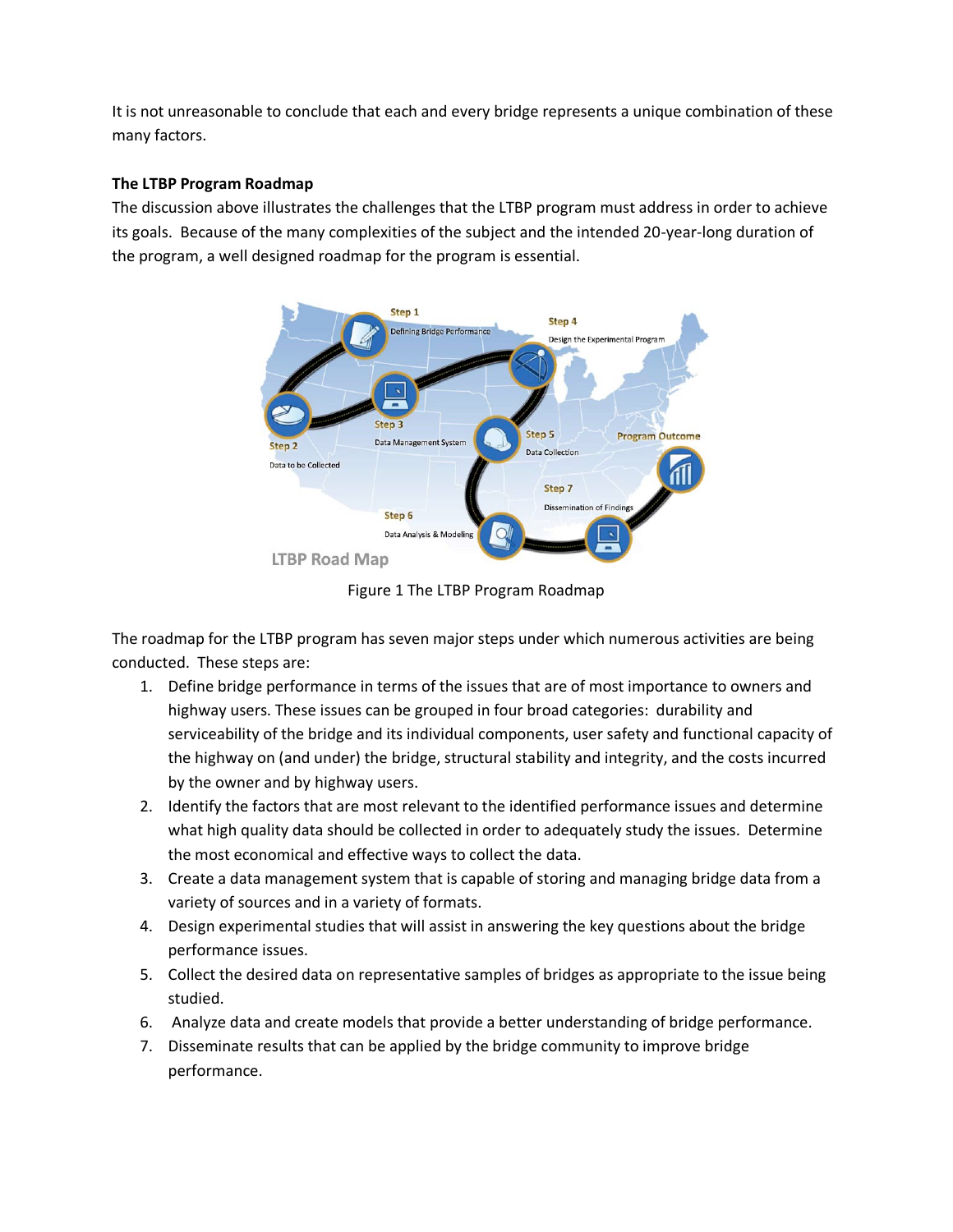It is not unreasonable to conclude that each and every bridge represents a unique combination of these many factors.

**The LTBP Program Roadmap**

The discussion above illustrates the challenges that the LTBP program must address in order to achieve its goals. Because of the many complexities of the subject and the intended 20-year-long duration of the program, a well designed roadmap for the program is essential.

Figure 1 The LTBP Program Roadmap

The roadmap for the LTBP program has seven major steps under which numerous activities are being conducted. These steps are:

1. Define bridge performance in terms of the issues that are of most importance to owners and highway users. These issues can be grouped in four broad categories: durability and serviceability of the bridge and its individual components, user safety and functional capacity of the highway on (and under) the bridge, structural stability and integrity, and the costs incurred by the owner and by highway users.
2. Identify the factors that are most relevant to the identified performance issues and determine what high quality data should be collected in order to adequately study the issues. Determine the most economical and effective ways to collect the data.
3. Create a data management system that is capable of storing and managing bridge data from a variety of sources and in a variety of formats.
4. Design experimental studies that will assist in answering the key questions about the bridge performance issues.
5. Collect the desired data on representative samples of bridges as appropriate to the issue being studied.
6. Analyze data and create models that provide a better understanding of bridge performance.
7. Disseminate results that can be applied by the bridge community to improve bridge performance.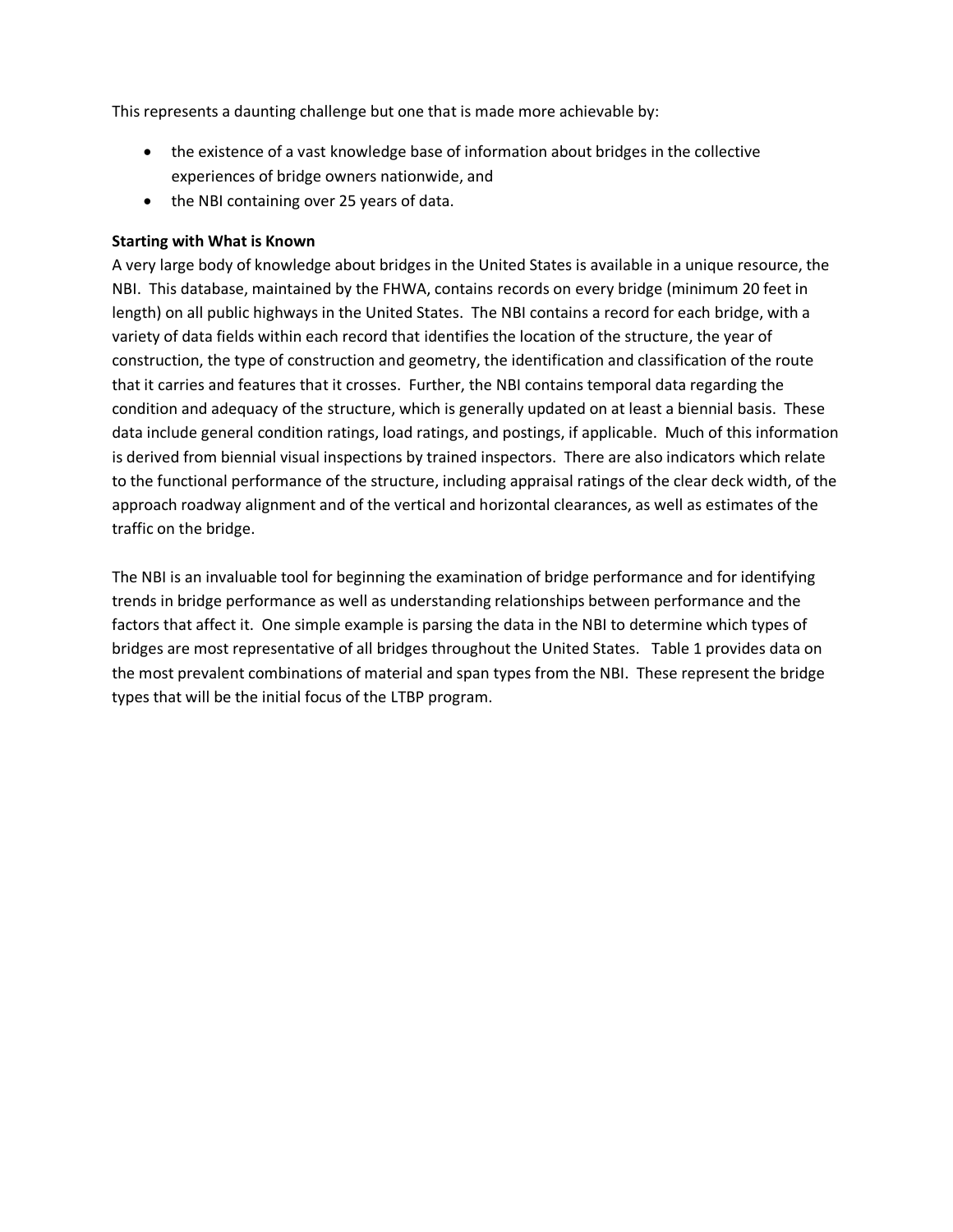This represents a daunting challenge but one that is made more achievable by:

- the existence of a vast knowledge base of information about bridges in the collective experiences of bridge owners nationwide, and
- the NBI containing over 25 years of data.

**Starting with What is Known**

A very large body of knowledge about bridges in the United States is available in a unique resource, the NBI. This database, maintained by the FHWA, contains records on every bridge (minimum 20 feet in length) on all public highways in the United States. The NBI contains a record for each bridge, with a variety of data fields within each record that identifies the location of the structure, the year of construction, the type of construction and geometry, the identification and classification of the route that it carries and features that it crosses. Further, the NBI contains temporal data regarding the condition and adequacy of the structure, which is generally updated on at least a biennial basis. These data include general condition ratings, load ratings, and postings, if applicable. Much of this information is derived from biennial visual inspections by trained inspectors. There are also indicators which relate to the functional performance of the structure, including appraisal ratings of the clear deck width, of the approach roadway alignment and of the vertical and horizontal clearances, as well as estimates of the traffic on the bridge.

The NBI is an invaluable tool for beginning the examination of bridge performance and for identifying trends in bridge performance as well as understanding relationships between performance and the factors that affect it. One simple example is parsing the data in the NBI to determine which types of bridges are most representative of all bridges throughout the United States. Table 1 provides data on the most prevalent combinations of material and span types from the NBI. These represent the bridge types that will be the initial focus of the LTBP program.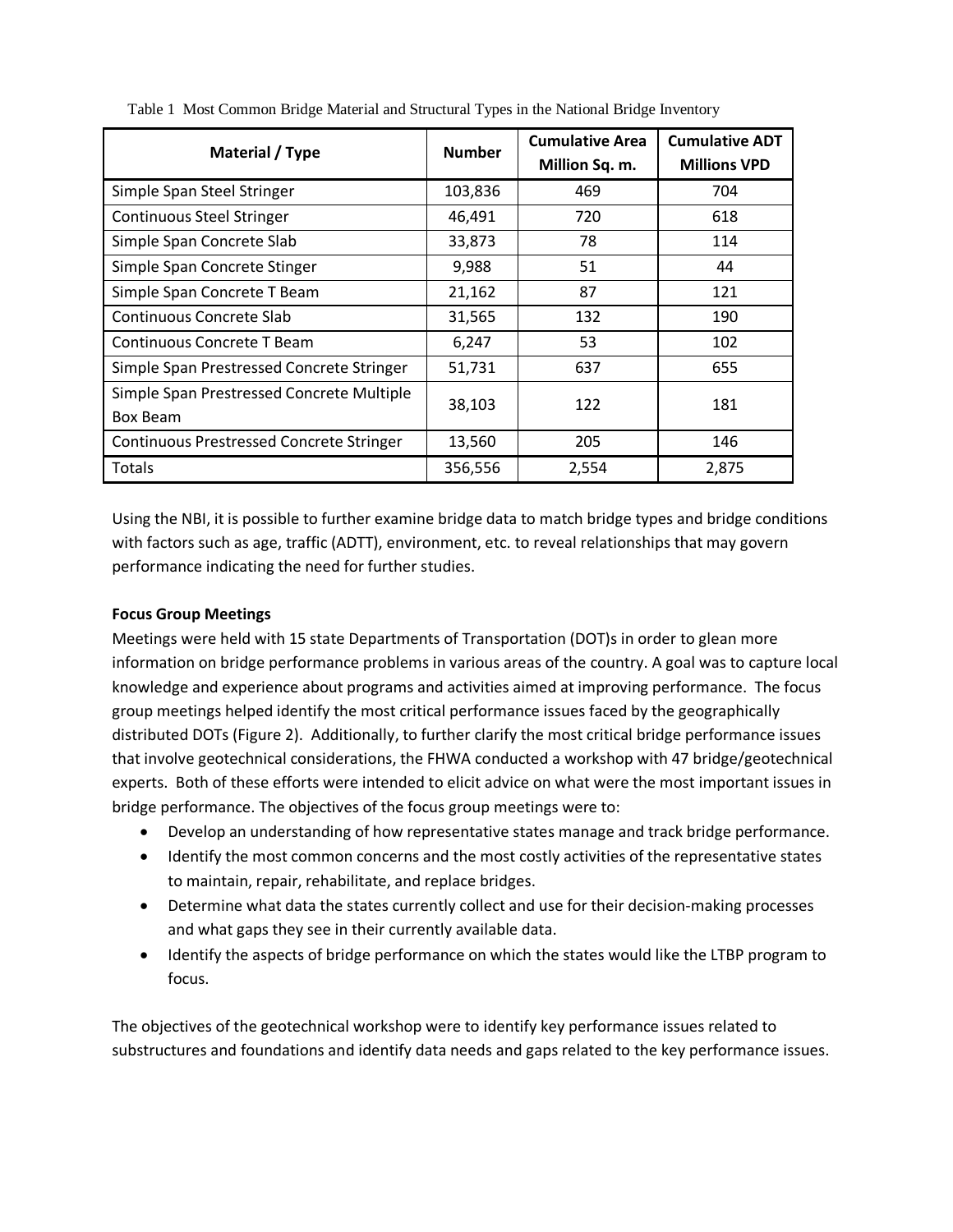Table 1 Most Common Bridge Material and Structural Types in the National Bridge Inventory

| Material / Type | Number | Cumulative Area Million Sq. m. | Cumulative ADT Millions VPD |
|---|---|---|---|
| Simple Span Steel Stringer | 103,836 | 469 | 704 |
| Continuous Steel Stringer | 46,491 | 720 | 618 |
| Simple Span Concrete Slab | 33,873 | 78 | 114 |
| Simple Span Concrete Stinger | 9,988 | 51 | 44 |
| Simple Span Concrete T Beam | 21,162 | 87 | 121 |
| Continuous Concrete Slab | 31,565 | 132 | 190 |
| Continuous Concrete T Beam | 6,247 | 53 | 102 |
| Simple Span Prestressed Concrete Stringer | 51,731 | 637 | 655 |
| Simple Span Prestressed Concrete Multiple Box Beam | 38,103 | 122 | 181 |
| Continuous Prestressed Concrete Stringer | 13,560 | 205 | 146 |
| Totals | 356,556 | 2,554 | 2,875 |

Using the NBI, it is possible to further examine bridge data to match bridge types and bridge conditions with factors such as age, traffic (ADTT), environment, etc. to reveal relationships that may govern performance indicating the need for further studies.

**Focus Group Meetings**

Meetings were held with 15 state Departments of Transportation (DOT)s in order to glean more information on bridge performance problems in various areas of the country. A goal was to capture local knowledge and experience about programs and activities aimed at improving performance. The focus group meetings helped identify the most critical performance issues faced by the geographically distributed DOTs (Figure 2). Additionally, to further clarify the most critical bridge performance issues that involve geotechnical considerations, the FHWA conducted a workshop with 47 bridge/geotechnical experts. Both of these efforts were intended to elicit advice on what were the most important issues in bridge performance. The objectives of the focus group meetings were to:

- Develop an understanding of how representative states manage and track bridge performance.
- Identify the most common concerns and the most costly activities of the representative states to maintain, repair, rehabilitate, and replace bridges.
- Determine what data the states currently collect and use for their decision-making processes and what gaps they see in their currently available data.
- Identify the aspects of bridge performance on which the states would like the LTBP program to focus.

The objectives of the geotechnical workshop were to identify key performance issues related to substructures and foundations and identify data needs and gaps related to the key performance issues.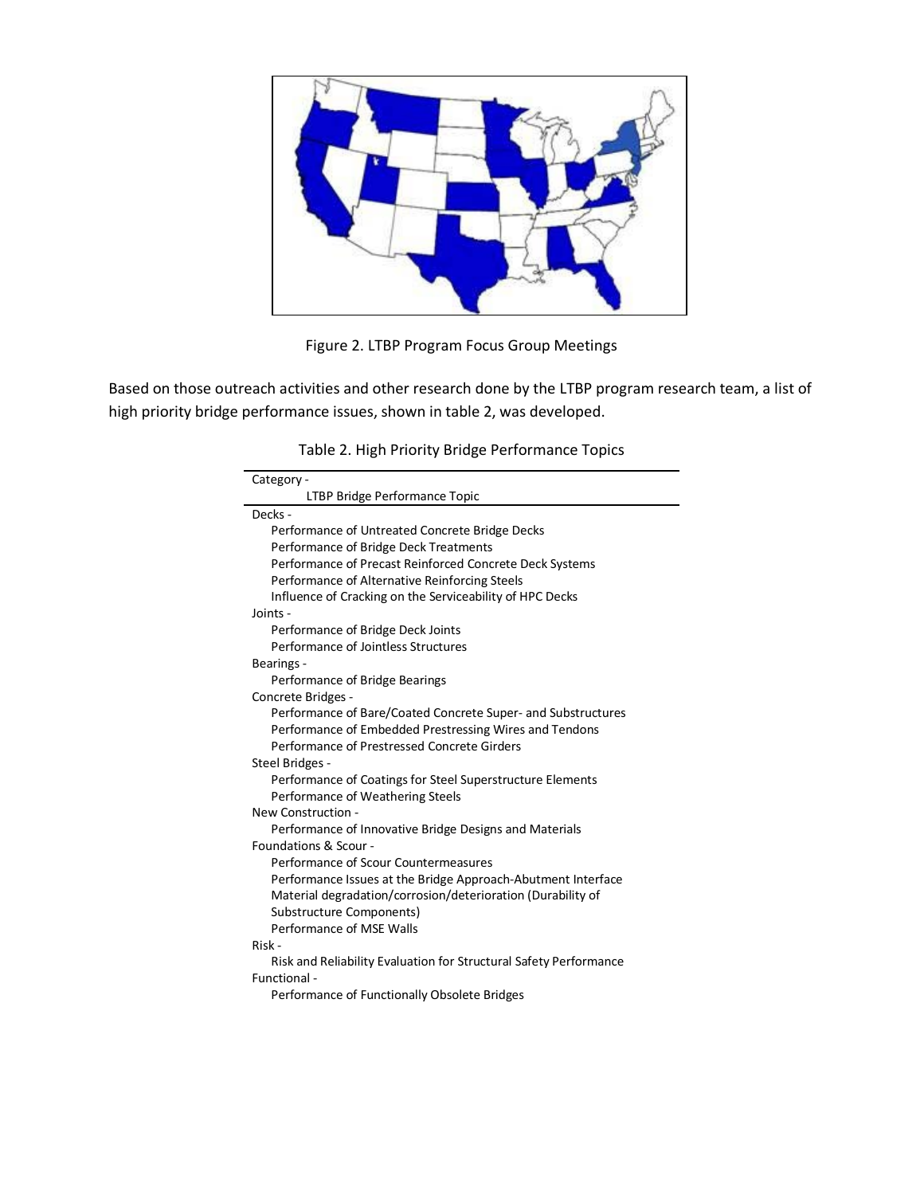Figure 2. LTBP Program Focus Group Meetings

Based on those outreach activities and other research done by the LTBP program research team, a list of high priority bridge performance issues, shown in table 2, was developed.

Table 2. High Priority Bridge Performance Topics

| Category - LTBP Bridge Performance Topic |
|---|
| Decks - |
| Performance of Untreated Concrete Bridge Decks |
| Performance of Bridge Deck Treatments |
| Performance of Precast Reinforced Concrete Deck Systems |
| Performance of Alternative Reinforcing Steels |
| Influence of Cracking on the Serviceability of HPC Decks |
| Joints - |
| Performance of Bridge Deck Joints |
| Performance of Jointless Structures |
| Bearings - |
| Performance of Bridge Bearings |
| Concrete Bridges - |
| Performance of Bare/Coated Concrete Super- and Substructures |
| Performance of Embedded Prestressing Wires and Tendons |
| Performance of Prestressed Concrete Girders |
| Steel Bridges - |
| Performance of Coatings for Steel Superstructure Elements |
| Performance of Weathering Steels |
| New Construction - |
| Performance of Innovative Bridge Designs and Materials |
| Foundations & Scour - |
| Performance of Scour Countermeasures |
| Performance Issues at the Bridge Approach-Abutment Interface |
| Material degradation/corrosion/deterioration (Durability of Substructure Components) |
| Performance of MSE Walls |
| Risk - |
| Risk and Reliability Evaluation for Structural Safety Performance |
| Functional - |
| Performance of Functionally Obsolete Bridges |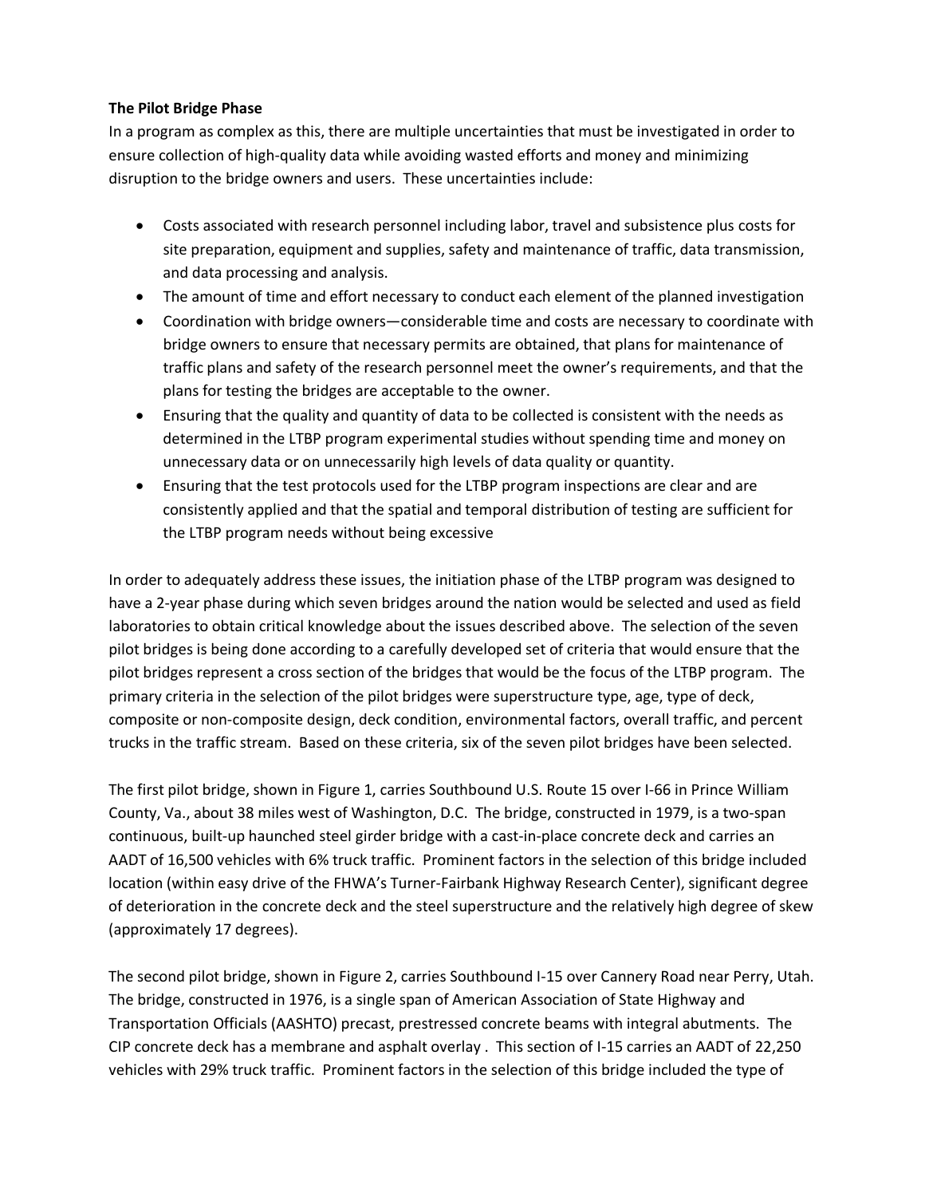**The Pilot Bridge Phase**

In a program as complex as this, there are multiple uncertainties that must be investigated in order to ensure collection of high-quality data while avoiding wasted efforts and money and minimizing disruption to the bridge owners and users. These uncertainties include:

- Costs associated with research personnel including labor, travel and subsistence plus costs for site preparation, equipment and supplies, safety and maintenance of traffic, data transmission, and data processing and analysis.
- The amount of time and effort necessary to conduct each element of the planned investigation
- Coordination with bridge owners—considerable time and costs are necessary to coordinate with bridge owners to ensure that necessary permits are obtained, that plans for maintenance of traffic plans and safety of the research personnel meet the owner's requirements, and that the plans for testing the bridges are acceptable to the owner.
- Ensuring that the quality and quantity of data to be collected is consistent with the needs as determined in the LTBP program experimental studies without spending time and money on unnecessary data or on unnecessarily high levels of data quality or quantity.
- Ensuring that the test protocols used for the LTBP program inspections are clear and are consistently applied and that the spatial and temporal distribution of testing are sufficient for the LTBP program needs without being excessive

In order to adequately address these issues, the initiation phase of the LTBP program was designed to have a 2-year phase during which seven bridges around the nation would be selected and used as field laboratories to obtain critical knowledge about the issues described above. The selection of the seven pilot bridges is being done according to a carefully developed set of criteria that would ensure that the pilot bridges represent a cross section of the bridges that would be the focus of the LTBP program. The primary criteria in the selection of the pilot bridges were superstructure type, age, type of deck, composite or non-composite design, deck condition, environmental factors, overall traffic, and percent trucks in the traffic stream. Based on these criteria, six of the seven pilot bridges have been selected.

The first pilot bridge, shown in Figure 1, carries Southbound U.S. Route 15 over I-66 in Prince William County, Va., about 38 miles west of Washington, D.C. The bridge, constructed in 1979, is a two-span continuous, built-up haunched steel girder bridge with a cast-in-place concrete deck and carries an AADT of 16,500 vehicles with 6% truck traffic. Prominent factors in the selection of this bridge included location (within easy drive of the FHWA's Turner-Fairbank Highway Research Center), significant degree of deterioration in the concrete deck and the steel superstructure and the relatively high degree of skew (approximately 17 degrees).

The second pilot bridge, shown in Figure 2, carries Southbound I-15 over Cannery Road near Perry, Utah. The bridge, constructed in 1976, is a single span of American Association of State Highway and Transportation Officials (AASHTO) precast, prestressed concrete beams with integral abutments. The CIP concrete deck has a membrane and asphalt overlay . This section of I-15 carries an AADT of 22,250 vehicles with 29% truck traffic. Prominent factors in the selection of this bridge included the type of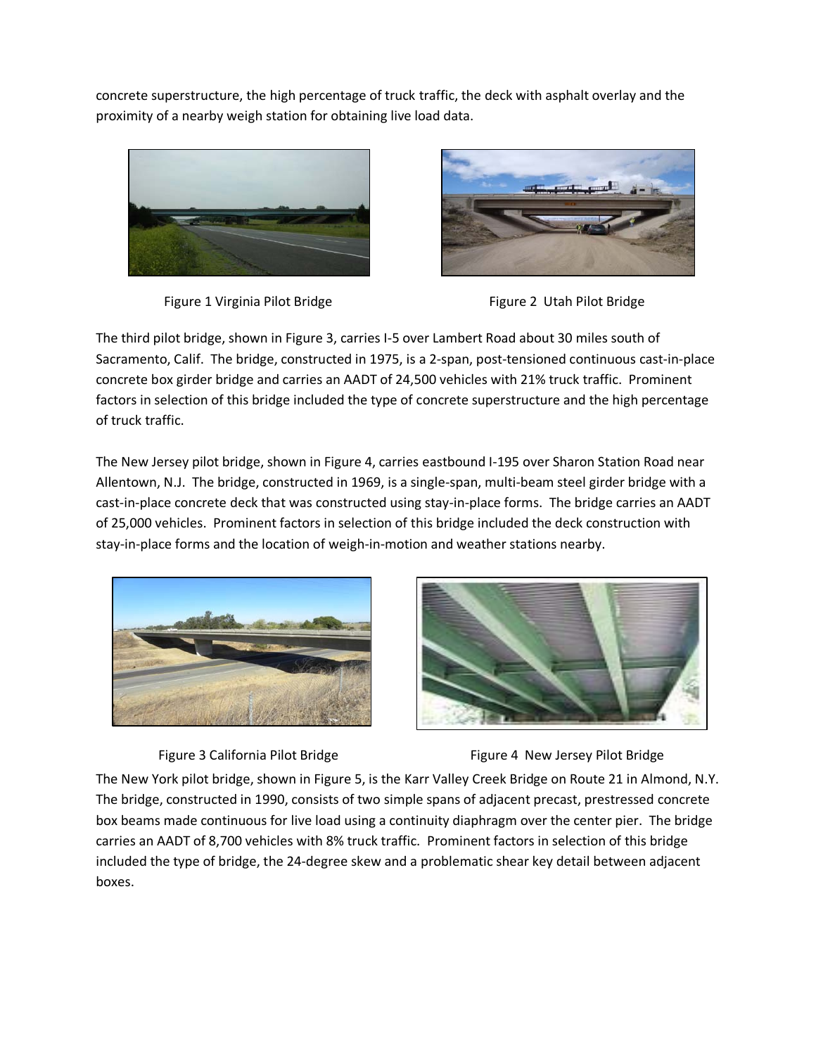concrete superstructure, the high percentage of truck traffic, the deck with asphalt overlay and the proximity of a nearby weigh station for obtaining live load data.

Figure 1 Virginia Pilot Bridge

Figure 2 Utah Pilot Bridge

The third pilot bridge, shown in Figure 3, carries I-5 over Lambert Road about 30 miles south of Sacramento, Calif. The bridge, constructed in 1975, is a 2-span, post-tensioned continuous cast-in-place concrete box girder bridge and carries an AADT of 24,500 vehicles with 21% truck traffic. Prominent factors in selection of this bridge included the type of concrete superstructure and the high percentage of truck traffic.

The New Jersey pilot bridge, shown in Figure 4, carries eastbound I-195 over Sharon Station Road near Allentown, N.J. The bridge, constructed in 1969, is a single-span, multi-beam steel girder bridge with a cast-in-place concrete deck that was constructed using stay-in-place forms. The bridge carries an AADT of 25,000 vehicles. Prominent factors in selection of this bridge included the deck construction with stay-in-place forms and the location of weigh-in-motion and weather stations nearby.

Figure 3 California Pilot Bridge

Figure 4 New Jersey Pilot Bridge

The New York pilot bridge, shown in Figure 5, is the Karr Valley Creek Bridge on Route 21 in Almond, N.Y. The bridge, constructed in 1990, consists of two simple spans of adjacent precast, prestressed concrete box beams made continuous for live load using a continuity diaphragm over the center pier. The bridge carries an AADT of 8,700 vehicles with 8% truck traffic. Prominent factors in selection of this bridge included the type of bridge, the 24-degree skew and a problematic shear key detail between adjacent boxes.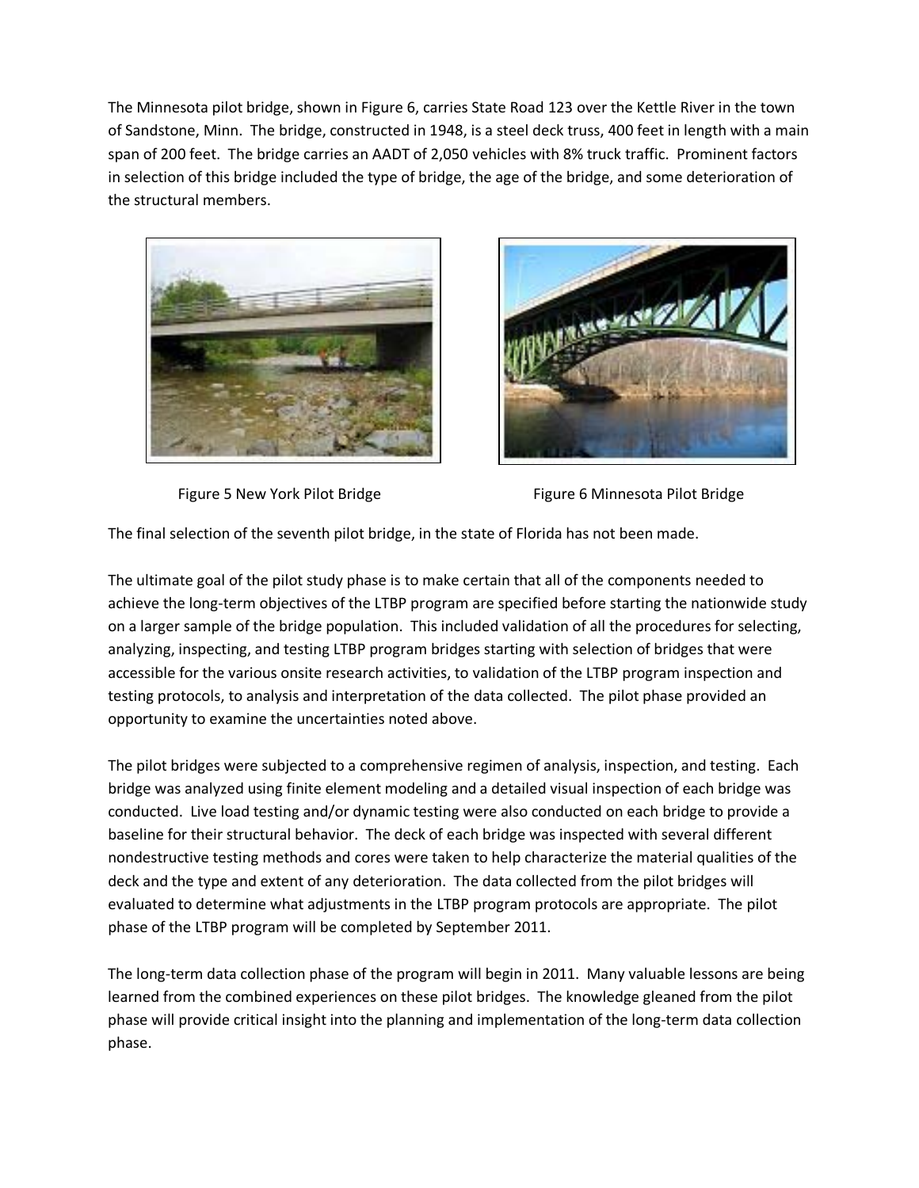The Minnesota pilot bridge, shown in Figure 6, carries State Road 123 over the Kettle River in the town of Sandstone, Minn. The bridge, constructed in 1948, is a steel deck truss, 400 feet in length with a main span of 200 feet. The bridge carries an AADT of 2,050 vehicles with 8% truck traffic. Prominent factors in selection of this bridge included the type of bridge, the age of the bridge, and some deterioration of the structural members.

Figure 5 New York Pilot Bridge

Figure 6 Minnesota Pilot Bridge

The final selection of the seventh pilot bridge, in the state of Florida has not been made.

The ultimate goal of the pilot study phase is to make certain that all of the components needed to achieve the long-term objectives of the LTBP program are specified before starting the nationwide study on a larger sample of the bridge population. This included validation of all the procedures for selecting, analyzing, inspecting, and testing LTBP program bridges starting with selection of bridges that were accessible for the various onsite research activities, to validation of the LTBP program inspection and testing protocols, to analysis and interpretation of the data collected. The pilot phase provided an opportunity to examine the uncertainties noted above.

The pilot bridges were subjected to a comprehensive regimen of analysis, inspection, and testing. Each bridge was analyzed using finite element modeling and a detailed visual inspection of each bridge was conducted. Live load testing and/or dynamic testing were also conducted on each bridge to provide a baseline for their structural behavior. The deck of each bridge was inspected with several different nondestructive testing methods and cores were taken to help characterize the material qualities of the deck and the type and extent of any deterioration. The data collected from the pilot bridges will evaluated to determine what adjustments in the LTBP program protocols are appropriate. The pilot phase of the LTBP program will be completed by September 2011.

The long-term data collection phase of the program will begin in 2011. Many valuable lessons are being learned from the combined experiences on these pilot bridges. The knowledge gleaned from the pilot phase will provide critical insight into the planning and implementation of the long-term data collection phase.